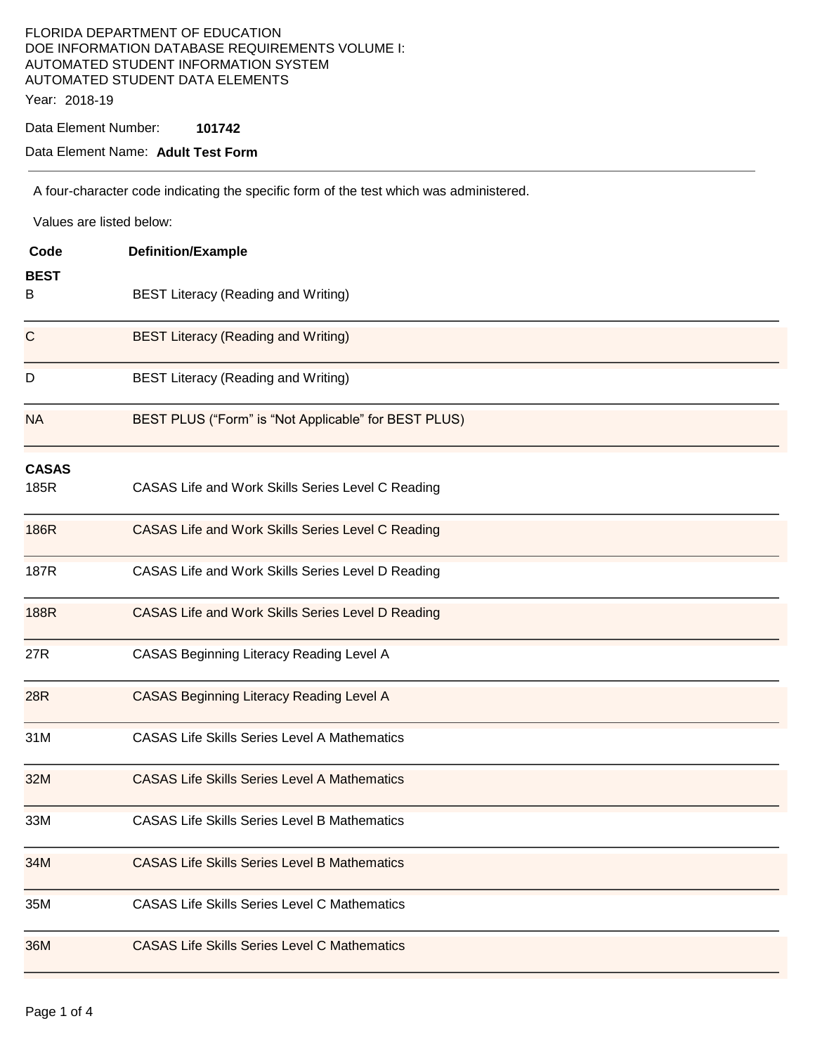FLORIDA DEPARTMENT OF EDUCATION
DOE INFORMATION DATABASE REQUIREMENTS VOLUME I:
AUTOMATED STUDENT INFORMATION SYSTEM
AUTOMATED STUDENT DATA ELEMENTS

Year: 2018-19

Data Element Number: **101742**

Data Element Name: **Adult Test Form**

---

A four-character code indicating the specific form of the test which was administered.

Values are listed below:

| Code | Definition/Example |
|---|---|
| **BEST** | |
| B | BEST Literacy (Reading and Writing) |
| C | BEST Literacy (Reading and Writing) |
| D | BEST Literacy (Reading and Writing) |
| NA | BEST PLUS (“Form” is “Not Applicable” for BEST PLUS) |
| **CASAS** | |
| 185R | CASAS Life and Work Skills Series Level C Reading |
| 186R | CASAS Life and Work Skills Series Level C Reading |
| 187R | CASAS Life and Work Skills Series Level D Reading |
| 188R | CASAS Life and Work Skills Series Level D Reading |
| 27R | CASAS Beginning Literacy Reading Level A |
| 28R | CASAS Beginning Literacy Reading Level A |
| 31M | CASAS Life Skills Series Level A Mathematics |
| 32M | CASAS Life Skills Series Level A Mathematics |
| 33M | CASAS Life Skills Series Level B Mathematics |
| 34M | CASAS Life Skills Series Level B Mathematics |
| 35M | CASAS Life Skills Series Level C Mathematics |
| 36M | CASAS Life Skills Series Level C Mathematics |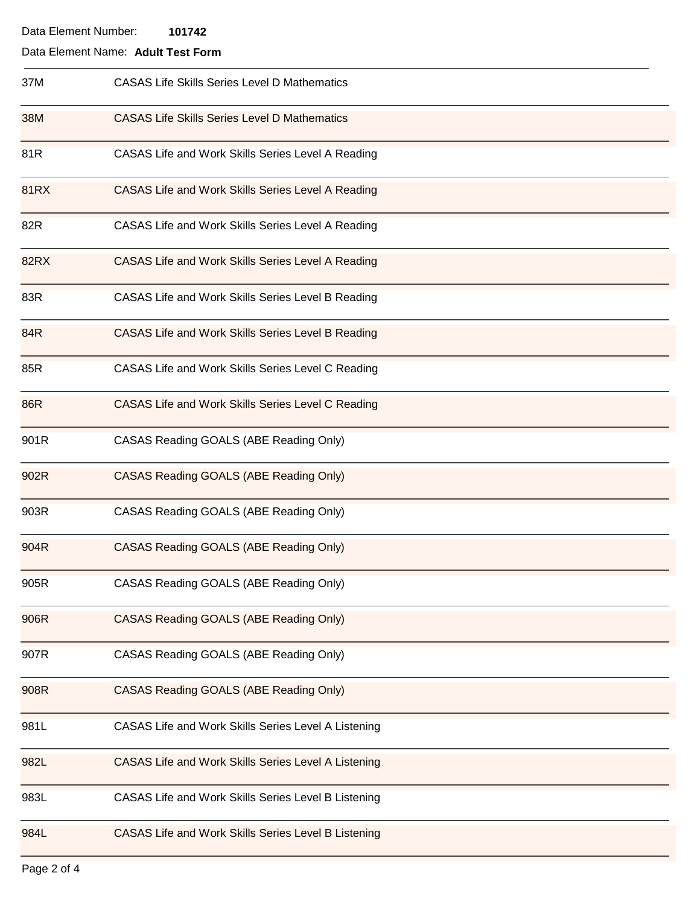Data Element Number: **101742**

Data Element Name: **Adult Test Form**

| | |
|---|---|
| 37M | CASAS Life Skills Series Level D Mathematics |
| 38M | CASAS Life Skills Series Level D Mathematics |
| 81R | CASAS Life and Work Skills Series Level A Reading |
| 81RX | CASAS Life and Work Skills Series Level A Reading |
| 82R | CASAS Life and Work Skills Series Level A Reading |
| 82RX | CASAS Life and Work Skills Series Level A Reading |
| 83R | CASAS Life and Work Skills Series Level B Reading |
| 84R | CASAS Life and Work Skills Series Level B Reading |
| 85R | CASAS Life and Work Skills Series Level C Reading |
| 86R | CASAS Life and Work Skills Series Level C Reading |
| 901R | CASAS Reading GOALS (ABE Reading Only) |
| 902R | CASAS Reading GOALS (ABE Reading Only) |
| 903R | CASAS Reading GOALS (ABE Reading Only) |
| 904R | CASAS Reading GOALS (ABE Reading Only) |
| 905R | CASAS Reading GOALS (ABE Reading Only) |
| 906R | CASAS Reading GOALS (ABE Reading Only) |
| 907R | CASAS Reading GOALS (ABE Reading Only) |
| 908R | CASAS Reading GOALS (ABE Reading Only) |
| 981L | CASAS Life and Work Skills Series Level A Listening |
| 982L | CASAS Life and Work Skills Series Level A Listening |
| 983L | CASAS Life and Work Skills Series Level B Listening |
| 984L | CASAS Life and Work Skills Series Level B Listening |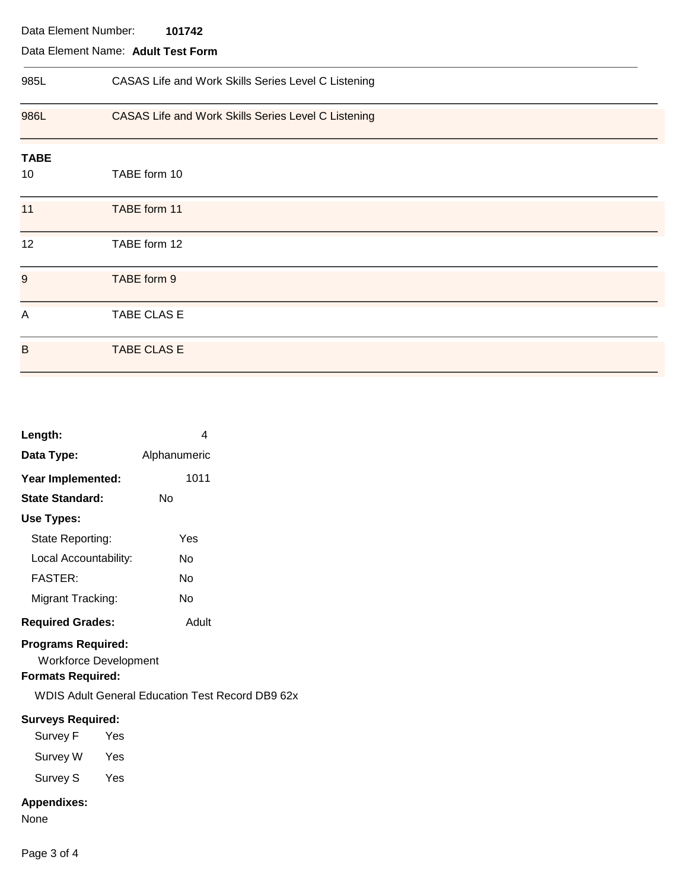Data Element Number: **101742**

Data Element Name: **Adult Test Form**

| | |
|---|---|
| 985L | CASAS Life and Work Skills Series Level C Listening |
| 986L | CASAS Life and Work Skills Series Level C Listening |

**TABE**

| | |
|---|---|
| 10 | TABE form 10 |
| 11 | TABE form 11 |
| 12 | TABE form 12 |
| 9 | TABE form 9 |
| A | TABE CLAS E |
| B | TABE CLAS E |

**Length:** 4

**Data Type:** Alphanumeric

**Year Implemented:** 1011

**State Standard:** No

**Use Types:**

- State Reporting: Yes
- Local Accountability: No
- FASTER: No
- Migrant Tracking: No

**Required Grades:** Adult

**Programs Required:**

Workforce Development

**Formats Required:**

WDIS Adult General Education Test Record DB9 62x

**Surveys Required:**

- Survey F Yes
- Survey W Yes
- Survey S Yes

**Appendixes:**

None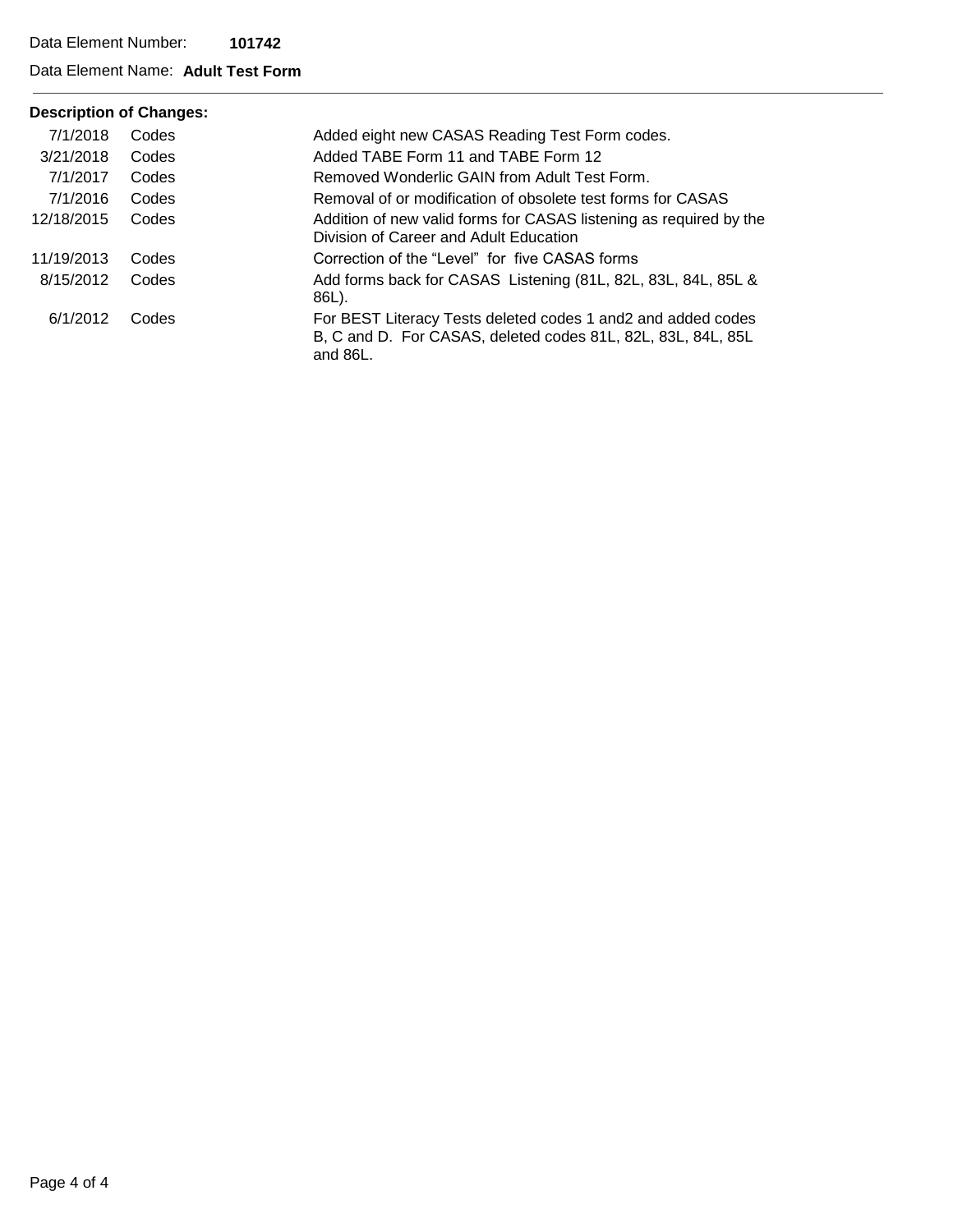Data Element Number: **101742**

Data Element Name: **Adult Test Form**

**Description of Changes:**

| | | |
|---|---|---|
| 7/1/2018 | Codes | Added eight new CASAS Reading Test Form codes. |
| 3/21/2018 | Codes | Added TABE Form 11 and TABE Form 12 |
| 7/1/2017 | Codes | Removed Wonderlic GAIN from Adult Test Form. |
| 7/1/2016 | Codes | Removal of or modification of obsolete test forms for CASAS |
| 12/18/2015 | Codes | Addition of new valid forms for CASAS listening as required by the Division of Career and Adult Education |
| 11/19/2013 | Codes | Correction of the "Level" for five CASAS forms |
| 8/15/2012 | Codes | Add forms back for CASAS Listening (81L, 82L, 83L, 84L, 85L & 86L). |
| 6/1/2012 | Codes | For BEST Literacy Tests deleted codes 1 and2 and added codes B, C and D. For CASAS, deleted codes 81L, 82L, 83L, 84L, 85L and 86L. |